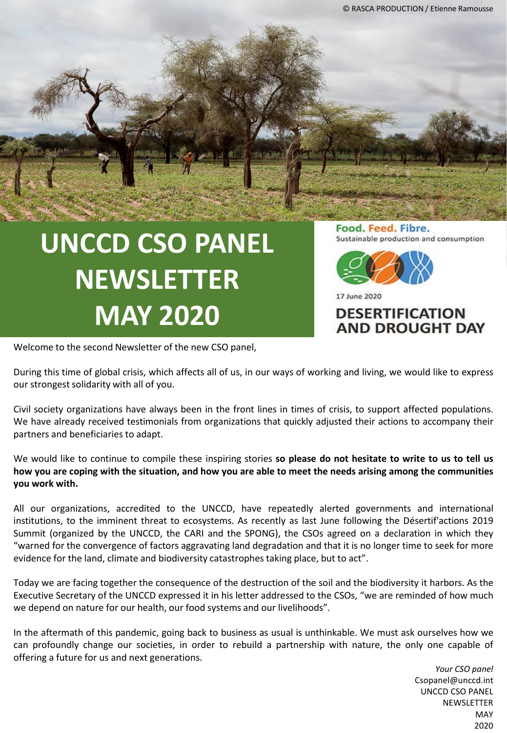© RASCA PRODUCTION / Etienne Ramousse

# UNCCD CSO PANEL NEWSLETTER MAY 2020

Food. Feed. Fibre.
Sustainable production and consumption

17 June 2020

DESERTIFICATION AND DROUGHT DAY

Welcome to the second Newsletter of the new CSO panel,

During this time of global crisis, which affects all of us, in our ways of working and living, we would like to express our strongest solidarity with all of you.

Civil society organizations have always been in the front lines in times of crisis, to support affected populations. We have already received testimonials from organizations that quickly adjusted their actions to accompany their partners and beneficiaries to adapt.

We would like to continue to compile these inspiring stories **so please do not hesitate to write to us to tell us how you are coping with the situation, and how you are able to meet the needs arising among the communities you work with.**

All our organizations, accredited to the UNCCD, have repeatedly alerted governments and international institutions, to the imminent threat to ecosystems. As recently as last June following the Désertif'actions 2019 Summit (organized by the UNCCD, the CARI and the SPONG), the CSOs agreed on a declaration in which they "warned for the convergence of factors aggravating land degradation and that it is no longer time to seek for more evidence for the land, climate and biodiversity catastrophes taking place, but to act".

Today we are facing together the consequence of the destruction of the soil and the biodiversity it harbors. As the Executive Secretary of the UNCCD expressed it in his letter addressed to the CSOs, "we are reminded of how much we depend on nature for our health, our food systems and our livelihoods".

In the aftermath of this pandemic, going back to business as usual is unthinkable. We must ask ourselves how we can profoundly change our societies, in order to rebuild a partnership with nature, the only one capable of offering a future for us and next generations.

*Your CSO panel*
Csopanel@unccd.int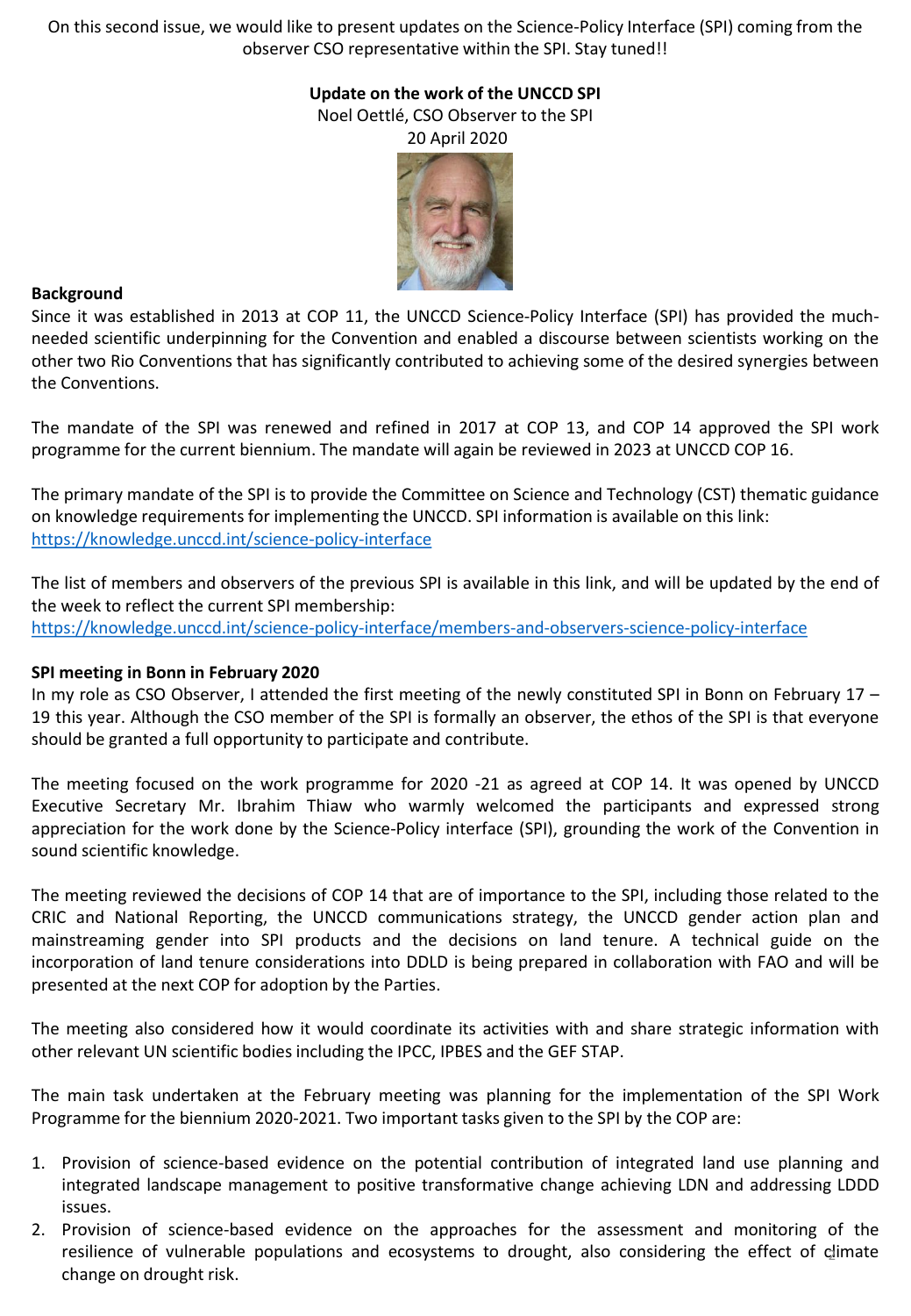On this second issue, we would like to present updates on the Science-Policy Interface (SPI) coming from the observer CSO representative within the SPI. Stay tuned!!

**Update on the work of the UNCCD SPI**

Noel Oettlé, CSO Observer to the SPI

20 April 2020

**Background**

Since it was established in 2013 at COP 11, the UNCCD Science-Policy Interface (SPI) has provided the much-needed scientific underpinning for the Convention and enabled a discourse between scientists working on the other two Rio Conventions that has significantly contributed to achieving some of the desired synergies between the Conventions.

The mandate of the SPI was renewed and refined in 2017 at COP 13, and COP 14 approved the SPI work programme for the current biennium. The mandate will again be reviewed in 2023 at UNCCD COP 16.

The primary mandate of the SPI is to provide the Committee on Science and Technology (CST) thematic guidance on knowledge requirements for implementing the UNCCD. SPI information is available on this link: https://knowledge.unccd.int/science-policy-interface

The list of members and observers of the previous SPI is available in this link, and will be updated by the end of the week to reflect the current SPI membership: https://knowledge.unccd.int/science-policy-interface/members-and-observers-science-policy-interface

**SPI meeting in Bonn in February 2020**

In my role as CSO Observer, I attended the first meeting of the newly constituted SPI in Bonn on February 17 – 19 this year. Although the CSO member of the SPI is formally an observer, the ethos of the SPI is that everyone should be granted a full opportunity to participate and contribute.

The meeting focused on the work programme for 2020 -21 as agreed at COP 14. It was opened by UNCCD Executive Secretary Mr. Ibrahim Thiaw who warmly welcomed the participants and expressed strong appreciation for the work done by the Science-Policy interface (SPI), grounding the work of the Convention in sound scientific knowledge.

The meeting reviewed the decisions of COP 14 that are of importance to the SPI, including those related to the CRIC and National Reporting, the UNCCD communications strategy, the UNCCD gender action plan and mainstreaming gender into SPI products and the decisions on land tenure. A technical guide on the incorporation of land tenure considerations into DDLD is being prepared in collaboration with FAO and will be presented at the next COP for adoption by the Parties.

The meeting also considered how it would coordinate its activities with and share strategic information with other relevant UN scientific bodies including the IPCC, IPBES and the GEF STAP.

The main task undertaken at the February meeting was planning for the implementation of the SPI Work Programme for the biennium 2020-2021. Two important tasks given to the SPI by the COP are:

1. Provision of science-based evidence on the potential contribution of integrated land use planning and integrated landscape management to positive transformative change achieving LDN and addressing LDDD issues.
2. Provision of science-based evidence on the approaches for the assessment and monitoring of the resilience of vulnerable populations and ecosystems to drought, also considering the effect of climate change on drought risk.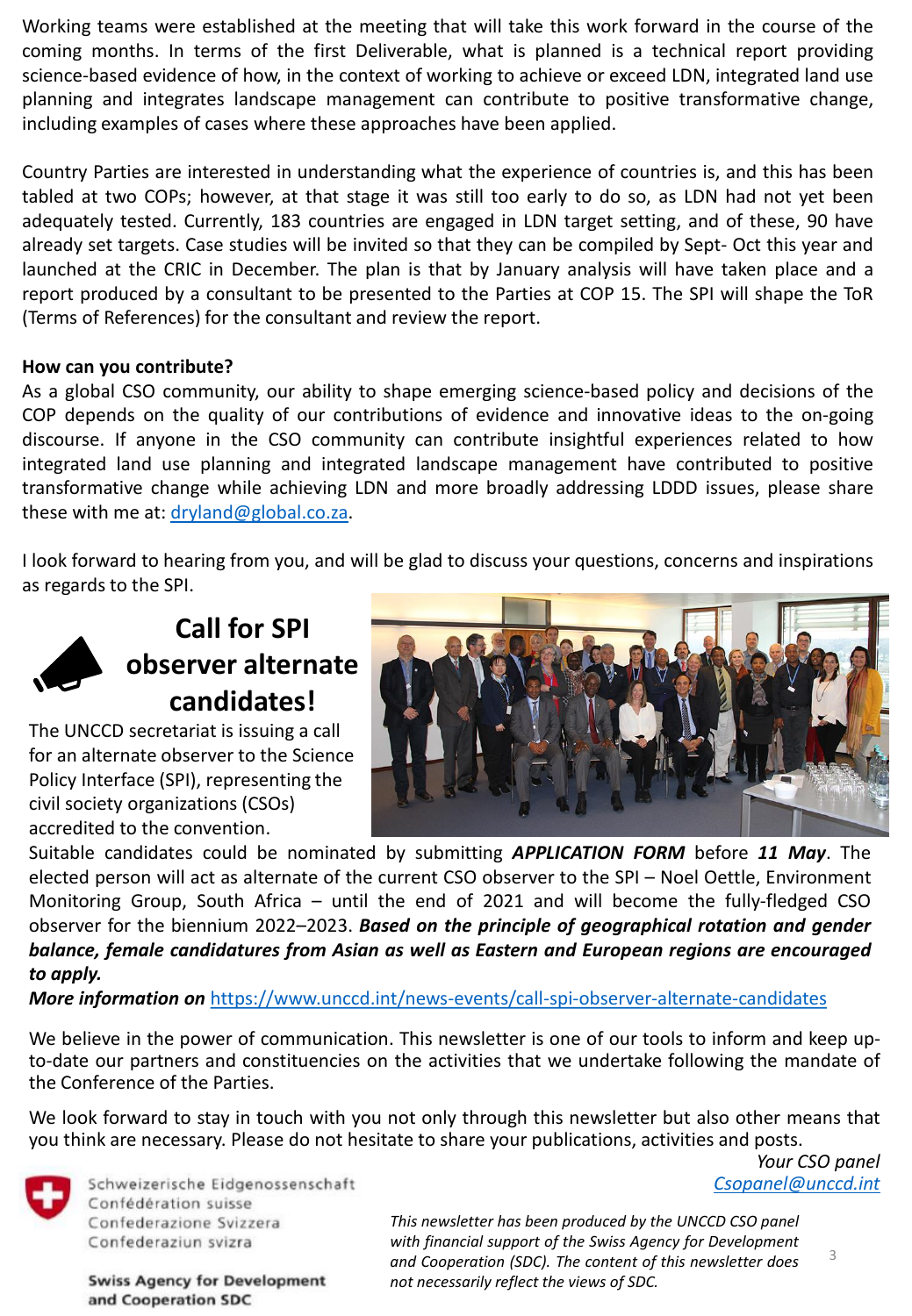Working teams were established at the meeting that will take this work forward in the course of the coming months. In terms of the first Deliverable, what is planned is a technical report providing science-based evidence of how, in the context of working to achieve or exceed LDN, integrated land use planning and integrates landscape management can contribute to positive transformative change, including examples of cases where these approaches have been applied.

Country Parties are interested in understanding what the experience of countries is, and this has been tabled at two COPs; however, at that stage it was still too early to do so, as LDN had not yet been adequately tested. Currently, 183 countries are engaged in LDN target setting, and of these, 90 have already set targets. Case studies will be invited so that they can be compiled by Sept- Oct this year and launched at the CRIC in December. The plan is that by January analysis will have taken place and a report produced by a consultant to be presented to the Parties at COP 15. The SPI will shape the ToR (Terms of References) for the consultant and review the report.

**How can you contribute?**

As a global CSO community, our ability to shape emerging science-based policy and decisions of the COP depends on the quality of our contributions of evidence and innovative ideas to the on-going discourse. If anyone in the CSO community can contribute insightful experiences related to how integrated land use planning and integrated landscape management have contributed to positive transformative change while achieving LDN and more broadly addressing LDDD issues, please share these with me at: dryland@global.co.za.

I look forward to hearing from you, and will be glad to discuss your questions, concerns and inspirations as regards to the SPI.

## Call for SPI observer alternate candidates!

The UNCCD secretariat is issuing a call for an alternate observer to the Science Policy Interface (SPI), representing the civil society organizations (CSOs) accredited to the convention.

Suitable candidates could be nominated by submitting ***APPLICATION FORM*** before ***11 May***. The elected person will act as alternate of the current CSO observer to the SPI – Noel Oettle, Environment Monitoring Group, South Africa – until the end of 2021 and will become the fully-fledged CSO observer for the biennium 2022–2023. ***Based on the principle of geographical rotation and gender balance, female candidatures from Asian as well as Eastern and European regions are encouraged to apply.***

***More information on*** https://www.unccd.int/news-events/call-spi-observer-alternate-candidates

We believe in the power of communication. This newsletter is one of our tools to inform and keep up-to-date our partners and constituencies on the activities that we undertake following the mandate of the Conference of the Parties.

We look forward to stay in touch with you not only through this newsletter but also other means that you think are necessary. Please do not hesitate to share your publications, activities and posts.

*Your CSO panel*
*Csopanel@unccd.int*

Schweizerische Eidgenossenschaft
Confédération suisse
Confederazione Svizzera
Confederaziun svizra

**Swiss Agency for Development and Cooperation SDC**

*This newsletter has been produced by the UNCCD CSO panel with financial support of the Swiss Agency for Development and Cooperation (SDC). The content of this newsletter does not necessarily reflect the views of SDC.*